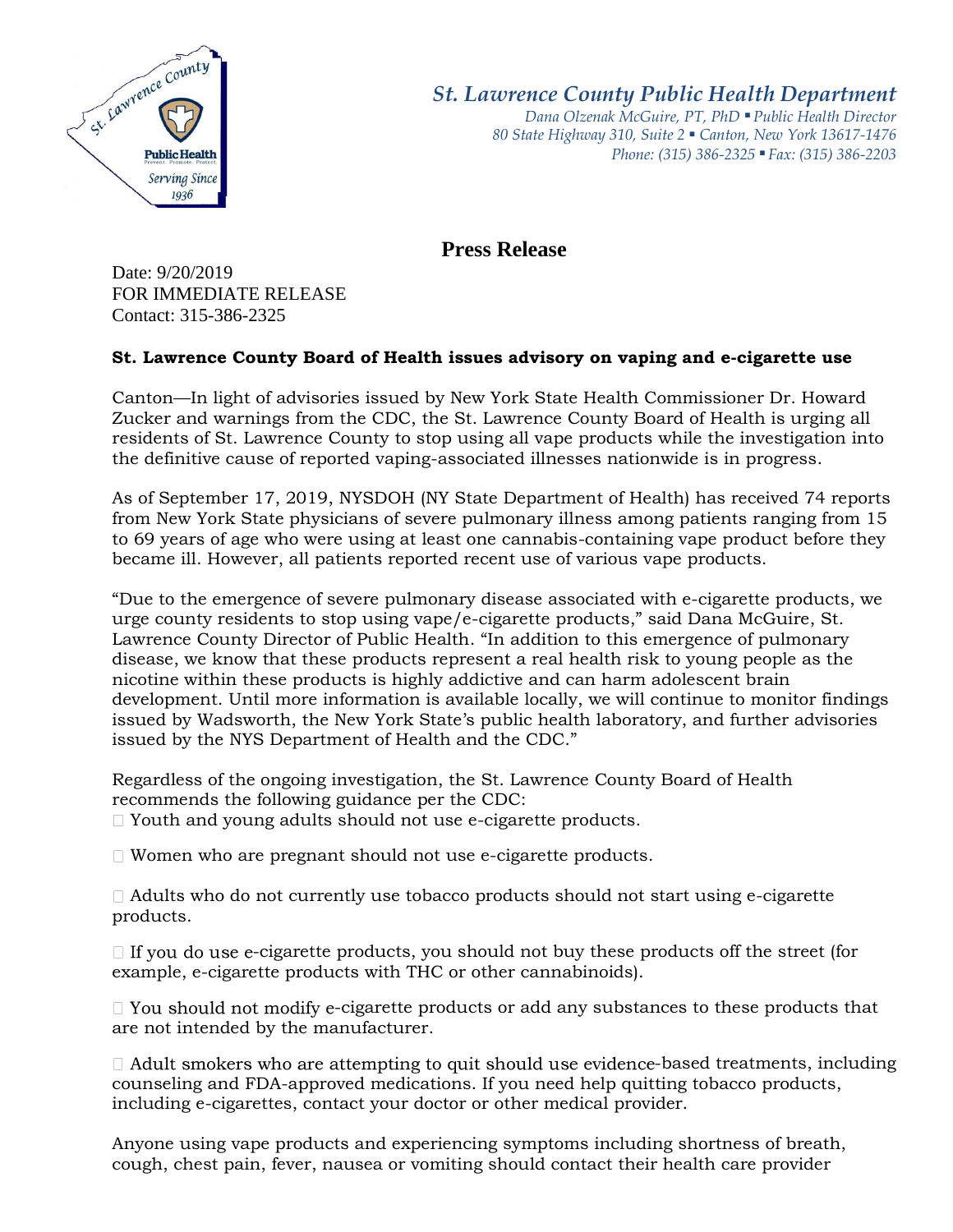*St. Lawrence County Public Health Department*
*Dana Olzenak McGuire, PT, PhD ▪ Public Health Director*
*80 State Highway 310, Suite 2 ▪ Canton, New York 13617-1476*
*Phone: (315) 386-2325 ▪ Fax: (315) 386-2203*

# Press Release

Date: 9/20/2019
FOR IMMEDIATE RELEASE
Contact: 315-386-2325

**St. Lawrence County Board of Health issues advisory on vaping and e-cigarette use**

Canton—In light of advisories issued by New York State Health Commissioner Dr. Howard Zucker and warnings from the CDC, the St. Lawrence County Board of Health is urging all residents of St. Lawrence County to stop using all vape products while the investigation into the definitive cause of reported vaping-associated illnesses nationwide is in progress.

As of September 17, 2019, NYSDOH (NY State Department of Health) has received 74 reports from New York State physicians of severe pulmonary illness among patients ranging from 15 to 69 years of age who were using at least one cannabis-containing vape product before they became ill. However, all patients reported recent use of various vape products.

"Due to the emergence of severe pulmonary disease associated with e-cigarette products, we urge county residents to stop using vape/e-cigarette products," said Dana McGuire, St. Lawrence County Director of Public Health. "In addition to this emergence of pulmonary disease, we know that these products represent a real health risk to young people as the nicotine within these products is highly addictive and can harm adolescent brain development. Until more information is available locally, we will continue to monitor findings issued by Wadsworth, the New York State's public health laboratory, and further advisories issued by the NYS Department of Health and the CDC."

Regardless of the ongoing investigation, the St. Lawrence County Board of Health recommends the following guidance per the CDC:

- Youth and young adults should not use e-cigarette products.
- Women who are pregnant should not use e-cigarette products.
- Adults who do not currently use tobacco products should not start using e-cigarette products.
- If you do use e-cigarette products, you should not buy these products off the street (for example, e-cigarette products with THC or other cannabinoids).
- You should not modify e-cigarette products or add any substances to these products that are not intended by the manufacturer.
- Adult smokers who are attempting to quit should use evidence-based treatments, including counseling and FDA-approved medications. If you need help quitting tobacco products, including e-cigarettes, contact your doctor or other medical provider.

Anyone using vape products and experiencing symptoms including shortness of breath, cough, chest pain, fever, nausea or vomiting should contact their health care provider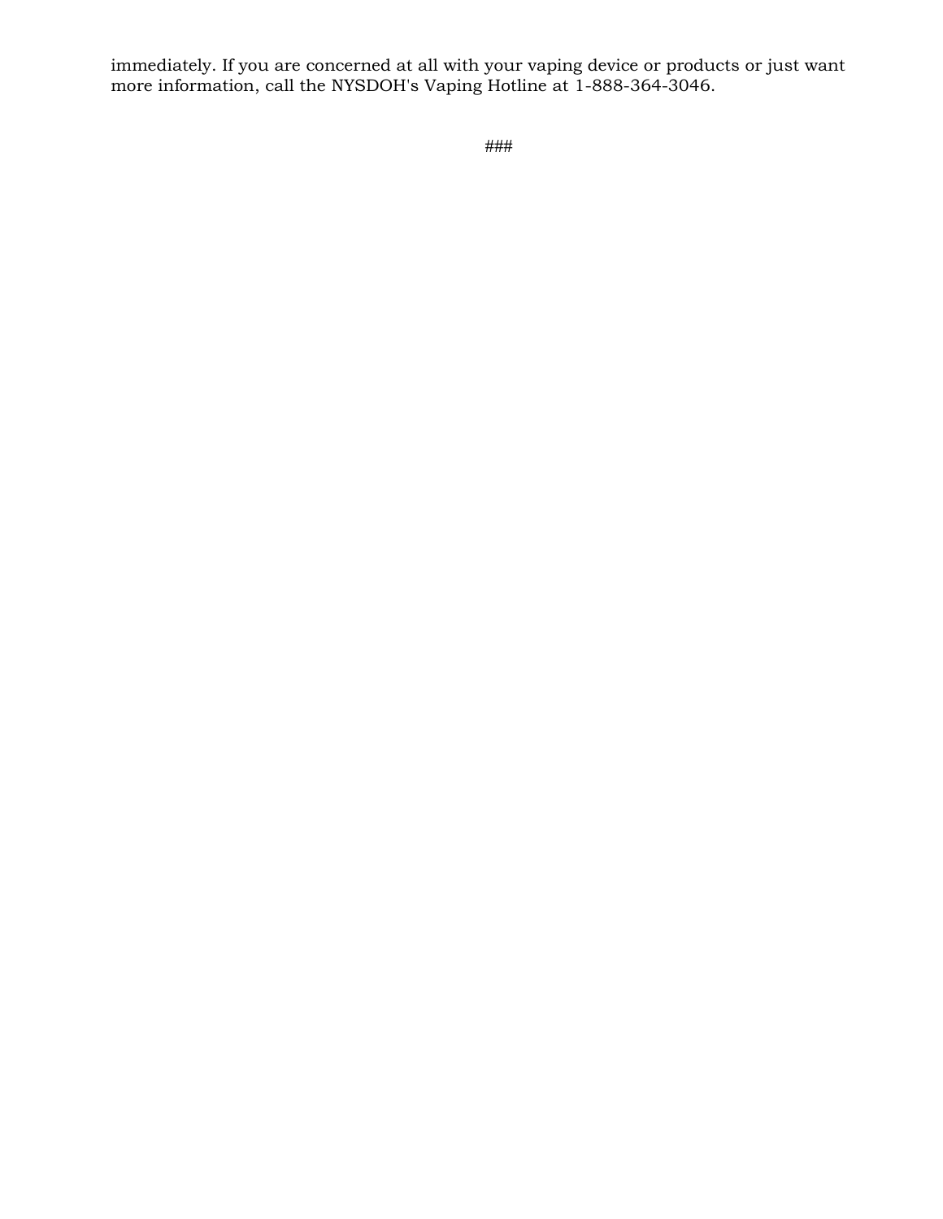immediately. If you are concerned at all with your vaping device or products or just want more information, call the NYSDOH's Vaping Hotline at 1-888-364-3046.

###